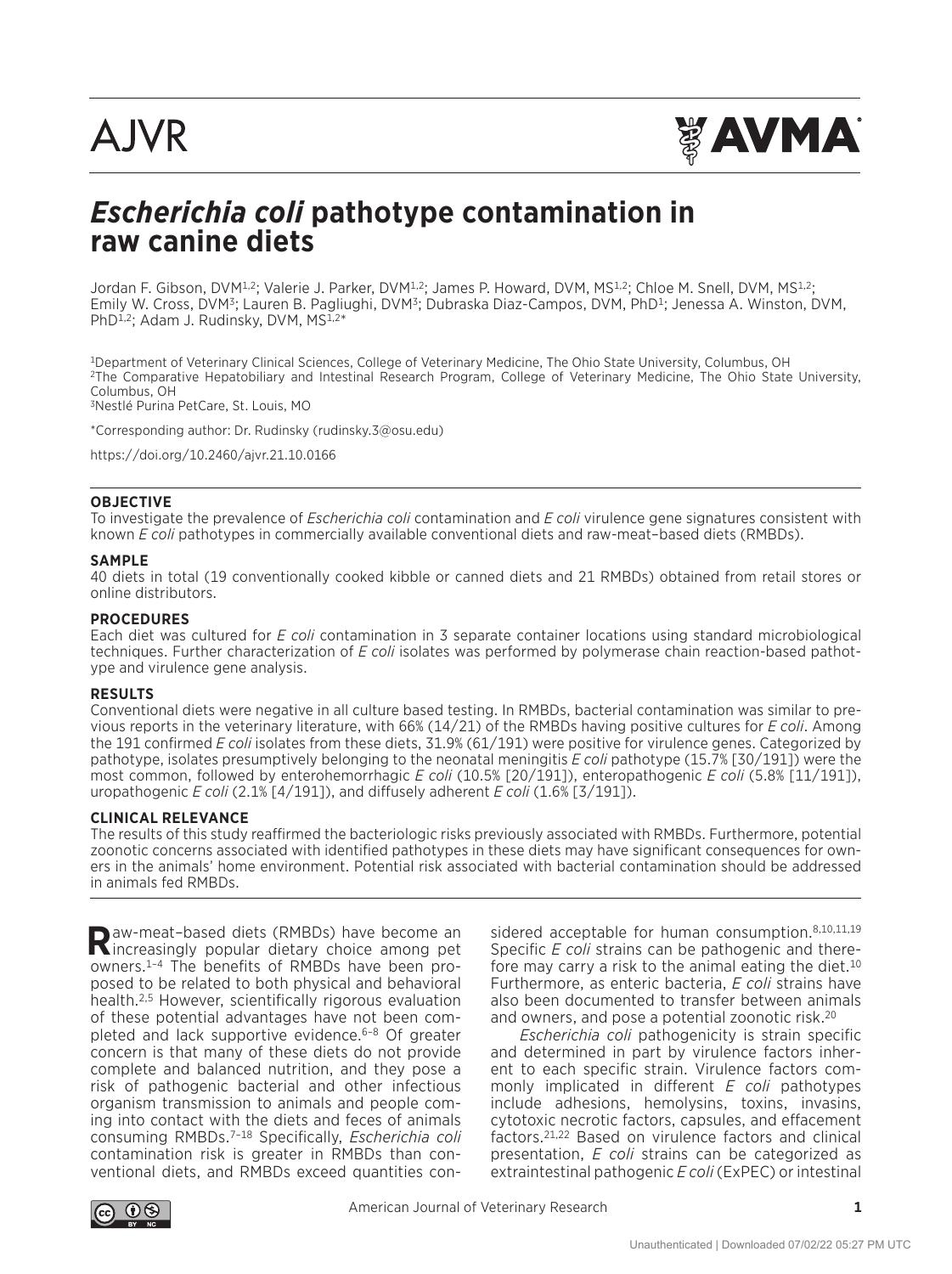# *Escherichia coli* pathotype contamination in raw canine diets

Jordan F. Gibson, DVM[1,2]; Valerie J. Parker, DVM[1,2]; James P. Howard, DVM, MS[1,2]; Chloe M. Snell, DVM, MS[1,2]; Emily W. Cross, DVM[3]; Lauren B. Pagliughi, DVM[3]; Dubraska Diaz-Campos, DVM, PhD[1]; Jenessa A. Winston, DVM, PhD[1,2]; Adam J. Rudinsky, DVM, MS[1,2]*

[1]Department of Veterinary Clinical Sciences, College of Veterinary Medicine, The Ohio State University, Columbus, OH
[2]The Comparative Hepatobiliary and Intestinal Research Program, College of Veterinary Medicine, The Ohio State University, Columbus, OH
[3]Nestlé Purina PetCare, St. Louis, MO

*Corresponding author: Dr. Rudinsky (rudinsky.3@osu.edu)

https://doi.org/10.2460/ajvr.21.10.0166

## OBJECTIVE

To investigate the prevalence of *Escherichia coli* contamination and *E coli* virulence gene signatures consistent with known *E coli* pathotypes in commercially available conventional diets and raw-meat–based diets (RMBDs).

## SAMPLE

40 diets in total (19 conventionally cooked kibble or canned diets and 21 RMBDs) obtained from retail stores or online distributors.

## PROCEDURES

Each diet was cultured for *E coli* contamination in 3 separate container locations using standard microbiological techniques. Further characterization of *E coli* isolates was performed by polymerase chain reaction-based pathotype and virulence gene analysis.

## RESULTS

Conventional diets were negative in all culture based testing. In RMBDs, bacterial contamination was similar to previous reports in the veterinary literature, with 66% (14/21) of the RMBDs having positive cultures for *E coli*. Among the 191 confirmed *E coli* isolates from these diets, 31.9% (61/191) were positive for virulence genes. Categorized by pathotype, isolates presumptively belonging to the neonatal meningitis *E coli* pathotype (15.7% [30/191]) were the most common, followed by enterohemorrhagic *E coli* (10.5% [20/191]), enteropathogenic *E coli* (5.8% [11/191]), uropathogenic *E coli* (2.1% [4/191]), and diffusely adherent *E coli* (1.6% [3/191]).

## CLINICAL RELEVANCE

The results of this study reaffirmed the bacteriologic risks previously associated with RMBDs. Furthermore, potential zoonotic concerns associated with identified pathotypes in these diets may have significant consequences for owners in the animals' home environment. Potential risk associated with bacterial contamination should be addressed in animals fed RMBDs.

Raw-meat–based diets (RMBDs) have become an increasingly popular dietary choice among pet owners.[1–4] The benefits of RMBDs have been proposed to be related to both physical and behavioral health.[2,5] However, scientifically rigorous evaluation of these potential advantages have not been completed and lack supportive evidence.[6–8] Of greater concern is that many of these diets do not provide complete and balanced nutrition, and they pose a risk of pathogenic bacterial and other infectious organism transmission to animals and people coming into contact with the diets and feces of animals consuming RMBDs.[7–18] Specifically, *Escherichia coli* contamination risk is greater in RMBDs than conventional diets, and RMBDs exceed quantities considered acceptable for human consumption.[8,10,11,19] Specific *E coli* strains can be pathogenic and therefore may carry a risk to the animal eating the diet.[10] Furthermore, as enteric bacteria, *E coli* strains have also been documented to transfer between animals and owners, and pose a potential zoonotic risk.[20]

*Escherichia coli* pathogenicity is strain specific and determined in part by virulence factors inherent to each specific strain. Virulence factors commonly implicated in different *E coli* pathotypes include adhesions, hemolysins, toxins, invasins, cytotoxic necrotic factors, capsules, and effacement factors.[21,22] Based on virulence factors and clinical presentation, *E coli* strains can be categorized as extraintestinal pathogenic *E coli* (ExPEC) or intestinal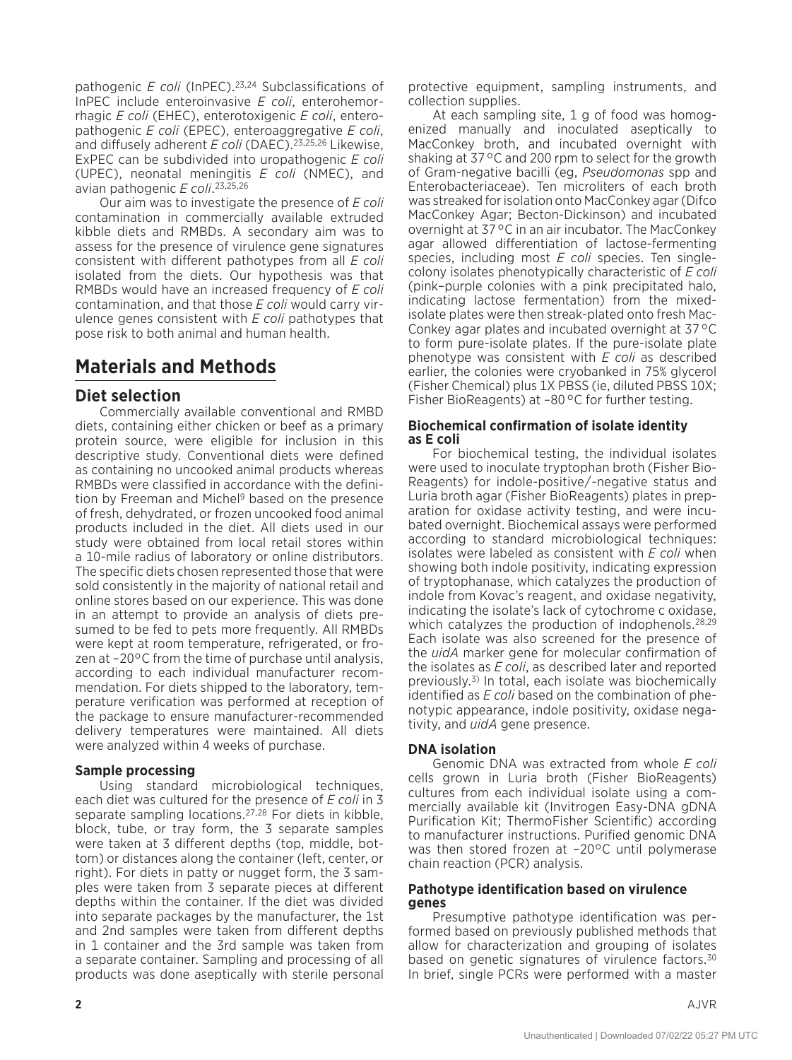pathogenic *E coli* (InPEC).[23,24] Subclassifications of InPEC include enteroinvasive *E coli*, enterohemorrhagic *E coli* (EHEC), enterotoxigenic *E coli*, enteropathogenic *E coli* (EPEC), enteroaggregative *E coli*, and diffusely adherent *E coli* (DAEC).[23,25,26] Likewise, ExPEC can be subdivided into uropathogenic *E coli* (UPEC), neonatal meningitis *E coli* (NMEC), and avian pathogenic *E coli*.[23,25,26]

Our aim was to investigate the presence of *E coli* contamination in commercially available extruded kibble diets and RMBDs. A secondary aim was to assess for the presence of virulence gene signatures consistent with different pathotypes from all *E coli* isolated from the diets. Our hypothesis was that RMBDs would have an increased frequency of *E coli* contamination, and that those *E coli* would carry virulence genes consistent with *E coli* pathotypes that pose risk to both animal and human health.

# Materials and Methods

## Diet selection

Commercially available conventional and RMBD diets, containing either chicken or beef as a primary protein source, were eligible for inclusion in this descriptive study. Conventional diets were defined as containing no uncooked animal products whereas RMBDs were classified in accordance with the definition by Freeman and Michel[9] based on the presence of fresh, dehydrated, or frozen uncooked food animal products included in the diet. All diets used in our study were obtained from local retail stores within a 10-mile radius of laboratory or online distributors. The specific diets chosen represented those that were sold consistently in the majority of national retail and online stores based on our experience. This was done in an attempt to provide an analysis of diets presumed to be fed to pets more frequently. All RMBDs were kept at room temperature, refrigerated, or frozen at –20°C from the time of purchase until analysis, according to each individual manufacturer recommendation. For diets shipped to the laboratory, temperature verification was performed at reception of the package to ensure manufacturer-recommended delivery temperatures were maintained. All diets were analyzed within 4 weeks of purchase.

### Sample processing

Using standard microbiological techniques, each diet was cultured for the presence of *E coli* in 3 separate sampling locations.[27,28] For diets in kibble, block, tube, or tray form, the 3 separate samples were taken at 3 different depths (top, middle, bottom) or distances along the container (left, center, or right). For diets in patty or nugget form, the 3 samples were taken from 3 separate pieces at different depths within the container. If the diet was divided into separate packages by the manufacturer, the 1st and 2nd samples were taken from different depths in 1 container and the 3rd sample was taken from a separate container. Sampling and processing of all products was done aseptically with sterile personal protective equipment, sampling instruments, and collection supplies.

At each sampling site, 1 g of food was homogenized manually and inoculated aseptically to MacConkey broth, and incubated overnight with shaking at 37 °C and 200 rpm to select for the growth of Gram-negative bacilli (eg, *Pseudomonas* spp and Enterobacteriaceae). Ten microliters of each broth was streaked for isolation onto MacConkey agar (Difco MacConkey Agar; Becton-Dickinson) and incubated overnight at 37 °C in an air incubator. The MacConkey agar allowed differentiation of lactose-fermenting species, including most *E coli* species. Ten single-colony isolates phenotypically characteristic of *E coli* (pink–purple colonies with a pink precipitated halo, indicating lactose fermentation) from the mixed-isolate plates were then streak-plated onto fresh MacConkey agar plates and incubated overnight at 37 °C to form pure-isolate plates. If the pure-isolate plate phenotype was consistent with *E coli* as described earlier, the colonies were cryobanked in 75% glycerol (Fisher Chemical) plus 1X PBSS (ie, diluted PBSS 10X; Fisher BioReagents) at –80 °C for further testing.

### Biochemical confirmation of isolate identity as E coli

For biochemical testing, the individual isolates were used to inoculate tryptophan broth (Fisher BioReagents) for indole-positive/-negative status and Luria broth agar (Fisher BioReagents) plates in preparation for oxidase activity testing, and were incubated overnight. Biochemical assays were performed according to standard microbiological techniques: isolates were labeled as consistent with *E coli* when showing both indole positivity, indicating expression of tryptophanase, which catalyzes the production of indole from Kovac's reagent, and oxidase negativity, indicating the isolate's lack of cytochrome c oxidase, which catalyzes the production of indophenols.[28,29] Each isolate was also screened for the presence of the *uidA* marker gene for molecular confirmation of the isolates as *E coli*, as described later and reported previously.[3] In total, each isolate was biochemically identified as *E coli* based on the combination of phenotypic appearance, indole positivity, oxidase negativity, and *uidA* gene presence.

### DNA isolation

Genomic DNA was extracted from whole *E coli* cells grown in Luria broth (Fisher BioReagents) cultures from each individual isolate using a commercially available kit (Invitrogen Easy-DNA gDNA Purification Kit; ThermoFisher Scientific) according to manufacturer instructions. Purified genomic DNA was then stored frozen at –20°C until polymerase chain reaction (PCR) analysis.

### Pathotype identification based on virulence genes

Presumptive pathotype identification was performed based on previously published methods that allow for characterization and grouping of isolates based on genetic signatures of virulence factors.[30] In brief, single PCRs were performed with a master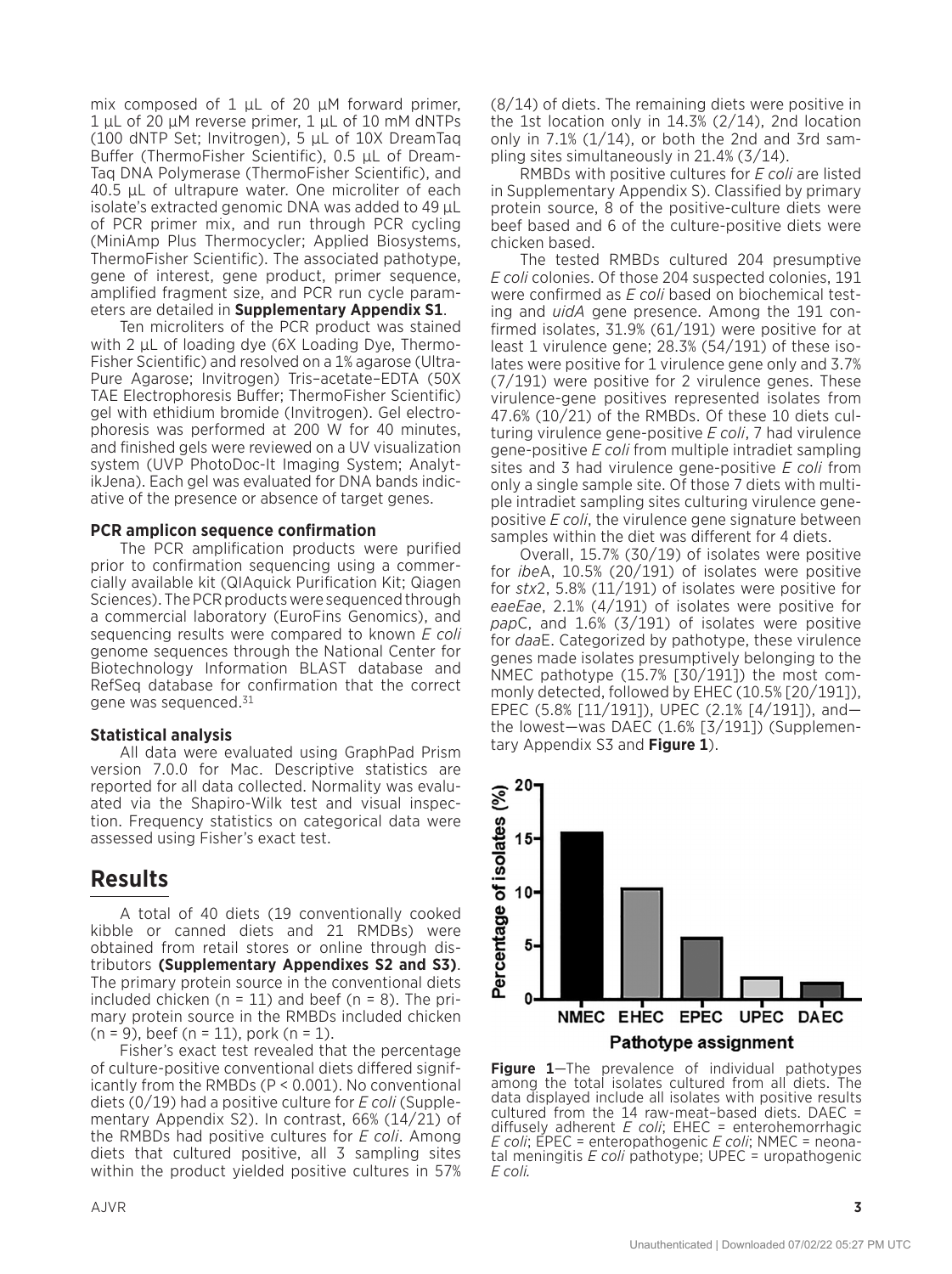mix composed of 1 µL of 20 µM forward primer, 1 µL of 20 µM reverse primer, 1 µL of 10 mM dNTPs (100 dNTP Set; Invitrogen), 5 µL of 10X DreamTaq Buffer (ThermoFisher Scientific), 0.5 µL of DreamTaq DNA Polymerase (ThermoFisher Scientific), and 40.5 µL of ultrapure water. One microliter of each isolate's extracted genomic DNA was added to 49 µL of PCR primer mix, and run through PCR cycling (MiniAmp Plus Thermocycler; Applied Biosystems, ThermoFisher Scientific). The associated pathotype, gene of interest, gene product, primer sequence, amplified fragment size, and PCR run cycle parameters are detailed in **Supplementary Appendix S1**.

Ten microliters of the PCR product was stained with 2 µL of loading dye (6X Loading Dye, ThermoFisher Scientific) and resolved on a 1% agarose (UltraPure Agarose; Invitrogen) Tris–acetate–EDTA (50X TAE Electrophoresis Buffer; ThermoFisher Scientific) gel with ethidium bromide (Invitrogen). Gel electrophoresis was performed at 200 W for 40 minutes, and finished gels were reviewed on a UV visualization system (UVP PhotoDoc-It Imaging System; AnalytikJena). Each gel was evaluated for DNA bands indicative of the presence or absence of target genes.

### PCR amplicon sequence confirmation

The PCR amplification products were purified prior to confirmation sequencing using a commercially available kit (QIAquick Purification Kit; Qiagen Sciences). The PCR products were sequenced through a commercial laboratory (EuroFins Genomics), and sequencing results were compared to known *E coli* genome sequences through the National Center for Biotechnology Information BLAST database and RefSeq database for confirmation that the correct gene was sequenced.[31]

### Statistical analysis

All data were evaluated using GraphPad Prism version 7.0.0 for Mac. Descriptive statistics are reported for all data collected. Normality was evaluated via the Shapiro-Wilk test and visual inspection. Frequency statistics on categorical data were assessed using Fisher's exact test.

## Results

A total of 40 diets (19 conventionally cooked kibble or canned diets and 21 RMBDs) were obtained from retail stores or online through distributors **(Supplementary Appendixes S2 and S3)**. The primary protein source in the conventional diets included chicken (n = 11) and beef (n = 8). The primary protein source in the RMBDs included chicken (n = 9), beef (n = 11), pork (n = 1).

Fisher's exact test revealed that the percentage of culture-positive conventional diets differed significantly from the RMBDs ($P < 0.001$). No conventional diets (0/19) had a positive culture for *E coli* (Supplementary Appendix S2). In contrast, 66% (14/21) of the RMBDs had positive cultures for *E coli*. Among diets that cultured positive, all 3 sampling sites within the product yielded positive cultures in 57% (8/14) of diets. The remaining diets were positive in the 1st location only in 14.3% (2/14), 2nd location only in 7.1% (1/14), or both the 2nd and 3rd sampling sites simultaneously in 21.4% (3/14).

RMBDs with positive cultures for *E coli* are listed in Supplementary Appendix S). Classified by primary protein source, 8 of the positive-culture diets were beef based and 6 of the culture-positive diets were chicken based.

The tested RMBDs cultured 204 presumptive *E coli* colonies. Of those 204 suspected colonies, 191 were confirmed as *E coli* based on biochemical testing and *uidA* gene presence. Among the 191 confirmed isolates, 31.9% (61/191) were positive for at least 1 virulence gene; 28.3% (54/191) of these isolates were positive for 1 virulence gene only and 3.7% (7/191) were positive for 2 virulence genes. These virulence-gene positives represented isolates from 47.6% (10/21) of the RMBDs. Of these 10 diets culturing virulence gene-positive *E coli*, 7 had virulence gene-positive *E coli* from multiple intradiet sampling sites and 3 had virulence gene-positive *E coli* from only a single sample site. Of those 7 diets with multiple intradiet sampling sites culturing virulence gene-positive *E coli*, the virulence gene signature between samples within the diet was different for 4 diets.

Overall, 15.7% (30/19) of isolates were positive for *ibe*A, 10.5% (20/191) of isolates were positive for *stx*2, 5.8% (11/191) of isolates were positive for *eaeEae*, 2.1% (4/191) of isolates were positive for *pap*C, and 1.6% (3/191) of isolates were positive for *daa*E. Categorized by pathotype, these virulence genes made isolates presumptively belonging to the NMEC pathotype (15.7% [30/191]) the most commonly detected, followed by EHEC (10.5% [20/191]), EPEC (5.8% [11/191]), UPEC (2.1% [4/191]), and—the lowest—was DAEC (1.6% [3/191]) (Supplementary Appendix S3 and **Figure 1**).

**Figure 1**—The prevalence of individual pathotypes among the total isolates cultured from all diets. The data displayed include all isolates with positive results cultured from the 14 raw-meat–based diets. DAEC = diffusely adherent *E coli*; EHEC = enterohemorrhagic *E coli*; EPEC = enteropathogenic *E coli*; NMEC = neonatal meningitis *E coli* pathotype; UPEC = uropathogenic *E coli.*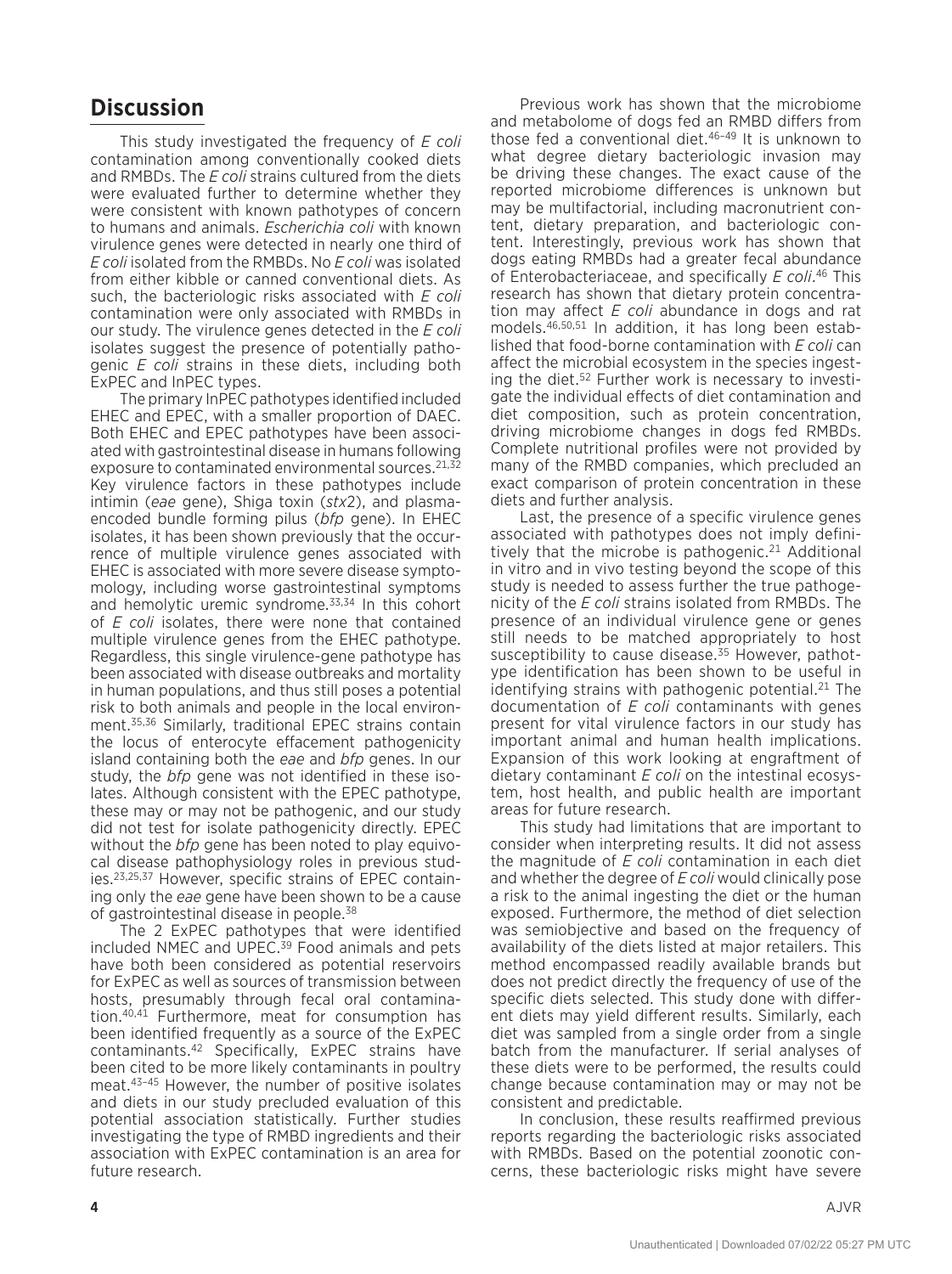## Discussion

This study investigated the frequency of *E coli* contamination among conventionally cooked diets and RMBDs. The *E coli* strains cultured from the diets were evaluated further to determine whether they were consistent with known pathotypes of concern to humans and animals. *Escherichia coli* with known virulence genes were detected in nearly one third of *E coli* isolated from the RMBDs. No *E coli* was isolated from either kibble or canned conventional diets. As such, the bacteriologic risks associated with *E coli* contamination were only associated with RMBDs in our study. The virulence genes detected in the *E coli* isolates suggest the presence of potentially pathogenic *E coli* strains in these diets, including both ExPEC and InPEC types.

The primary InPEC pathotypes identified included EHEC and EPEC, with a smaller proportion of DAEC. Both EHEC and EPEC pathotypes have been associated with gastrointestinal disease in humans following exposure to contaminated environmental sources.[21,32] Key virulence factors in these pathotypes include intimin (*eae* gene), Shiga toxin (*stx*2), and plasma-encoded bundle forming pilus (*bfp* gene). In EHEC isolates, it has been shown previously that the occurrence of multiple virulence genes associated with EHEC is associated with more severe disease symptomology, including worse gastrointestinal symptoms and hemolytic uremic syndrome.[33,34] In this cohort of *E coli* isolates, there were none that contained multiple virulence genes from the EHEC pathotype. Regardless, this single virulence-gene pathotype has been associated with disease outbreaks and mortality in human populations, and thus still poses a potential risk to both animals and people in the local environment.[35,36] Similarly, traditional EPEC strains contain the locus of enterocyte effacement pathogenicity island containing both the *eae* and *bfp* genes. In our study, the *bfp* gene was not identified in these isolates. Although consistent with the EPEC pathotype, these may or may not be pathogenic, and our study did not test for isolate pathogenicity directly. EPEC without the *bfp* gene has been noted to play equivocal disease pathophysiology roles in previous studies.[23,25,37] However, specific strains of EPEC containing only the *eae* gene have been shown to be a cause of gastrointestinal disease in people.[38]

The 2 ExPEC pathotypes that were identified included NMEC and UPEC.[39] Food animals and pets have both been considered as potential reservoirs for ExPEC as well as sources of transmission between hosts, presumably through fecal oral contamination.[40,41] Furthermore, meat for consumption has been identified frequently as a source of the ExPEC contaminants.[42] Specifically, ExPEC strains have been cited to be more likely contaminants in poultry meat.[43–45] However, the number of positive isolates and diets in our study precluded evaluation of this potential association statistically. Further studies investigating the type of RMBD ingredients and their association with ExPEC contamination is an area for future research.

Previous work has shown that the microbiome and metabolome of dogs fed an RMBD differs from those fed a conventional diet.[46–49] It is unknown to what degree dietary bacteriologic invasion may be driving these changes. The exact cause of the reported microbiome differences is unknown but may be multifactorial, including macronutrient content, dietary preparation, and bacteriologic content. Interestingly, previous work has shown that dogs eating RMBDs had a greater fecal abundance of Enterobacteriaceae, and specifically *E coli*.[46] This research has shown that dietary protein concentration may affect *E coli* abundance in dogs and rat models.[46,50,51] In addition, it has long been established that food-borne contamination with *E coli* can affect the microbial ecosystem in the species ingesting the diet.[52] Further work is necessary to investigate the individual effects of diet contamination and diet composition, such as protein concentration, driving microbiome changes in dogs fed RMBDs. Complete nutritional profiles were not provided by many of the RMBD companies, which precluded an exact comparison of protein concentration in these diets and further analysis.

Last, the presence of a specific virulence genes associated with pathotypes does not imply definitively that the microbe is pathogenic.[21] Additional in vitro and in vivo testing beyond the scope of this study is needed to assess further the true pathogenicity of the *E coli* strains isolated from RMBDs. The presence of an individual virulence gene or genes still needs to be matched appropriately to host susceptibility to cause disease.[35] However, pathotype identification has been shown to be useful in identifying strains with pathogenic potential.[21] The documentation of *E coli* contaminants with genes present for vital virulence factors in our study has important animal and human health implications. Expansion of this work looking at engraftment of dietary contaminant *E coli* on the intestinal ecosystem, host health, and public health are important areas for future research.

This study had limitations that are important to consider when interpreting results. It did not assess the magnitude of *E coli* contamination in each diet and whether the degree of *E coli* would clinically pose a risk to the animal ingesting the diet or the human exposed. Furthermore, the method of diet selection was semiobjective and based on the frequency of availability of the diets listed at major retailers. This method encompassed readily available brands but does not predict directly the frequency of use of the specific diets selected. This study done with different diets may yield different results. Similarly, each diet was sampled from a single order from a single batch from the manufacturer. If serial analyses of these diets were to be performed, the results could change because contamination may or may not be consistent and predictable.

In conclusion, these results reaffirmed previous reports regarding the bacteriologic risks associated with RMBDs. Based on the potential zoonotic concerns, these bacteriologic risks might have severe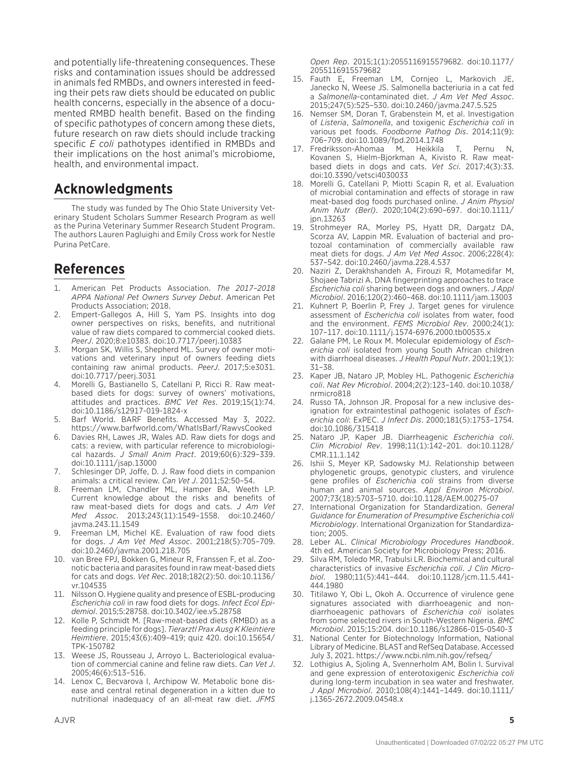and potentially life-threatening consequences. These risks and contamination issues should be addressed in animals fed RMBDs, and owners interested in feeding their pets raw diets should be educated on public health concerns, especially in the absence of a documented RMBD health benefit. Based on the finding of specific pathotypes of concern among these diets, future research on raw diets should include tracking specific *E coli* pathotypes identified in RMBDs and their implications on the host animal's microbiome, health, and environmental impact.

## Acknowledgments

The study was funded by The Ohio State University Veterinary Student Scholars Summer Research Program as well as the Purina Veterinary Summer Research Student Program. The authors Lauren Pagluighi and Emily Cross work for Nestle Purina PetCare.

## References

1. American Pet Products Association. *The 2017–2018 APPA National Pet Owners Survey Debut*. American Pet Products Association; 2018.
2. Empert-Gallegos A, Hill S, Yam PS. Insights into dog owner perspectives on risks, benefits, and nutritional value of raw diets compared to commercial cooked diets. *PeerJ*. 2020;8:e10383. doi:10.7717/peerj.10383
3. Morgan SK, Willis S, Shepherd ML. Survey of owner motivations and veterinary input of owners feeding diets containing raw animal products. *PeerJ*. 2017;5:e3031. doi:10.7717/peerj.3031
4. Morelli G, Bastianello S, Catellani P, Ricci R. Raw meat-based diets for dogs: survey of owners' motivations, attitudes and practices. *BMC Vet Res*. 2019;15(1):74. doi:10.1186/s12917-019-1824-x
5. Barf World. BARF Benefits. Accessed May 3, 2022. https://www.barfworld.com/WhatIsBarf/RawvsCooked
6. Davies RH, Lawes JR, Wales AD. Raw diets for dogs and cats: a review, with particular reference to microbiological hazards. *J Small Anim Pract*. 2019;60(6):329–339. doi:10.1111/jsap.13000
7. Schlesinger DP, Joffe, D. J. Raw food diets in companion animals: a critical review. *Can Vet J*. 2011;52:50–54.
8. Freeman LM, Chandler ML, Hamper BA, Weeth LP. Current knowledge about the risks and benefits of raw meat-based diets for dogs and cats. *J Am Vet Med Assoc*. 2013;243(11):1549–1558. doi:10.2460/javma.243.11.1549
9. Freeman LM, Michel KE. Evaluation of raw food diets for dogs. *J Am Vet Med Assoc*. 2001;218(5):705–709. doi:10.2460/javma.2001.218.705
10. van Bree FPJ, Bokken G, Mineur R, Franssen F, et al. Zoonotic bacteria and parasites found in raw meat-based diets for cats and dogs. *Vet Rec*. 2018;182(2):50. doi:10.1136/vr.104535
11. Nilsson O. Hygiene quality and presence of ESBL-producing *Escherichia coli* in raw food diets for dogs. *Infect Ecol Epidemiol*. 2015;5:28758. doi:10.3402/iee.v5.28758
12. Kolle P, Schmidt M. [Raw-meat-based diets (RMBD) as a feeding principle for dogs]. *Tierarztl Prax Ausg K Kleintiere Heimtiere*. 2015;43(6):409–419; quiz 420. doi:10.15654/TPK-150782
13. Weese JS, Rousseau J, Arroyo L. Bacteriological evaluation of commercial canine and feline raw diets. *Can Vet J*. 2005;46(6):513–516.
14. Lenox C, Becvarova I, Archipow W. Metabolic bone disease and central retinal degeneration in a kitten due to nutritional inadequacy of an all-meat raw diet. *JFMS Open Rep*. 2015;1(1):2055116915579682. doi:10.1177/2055116915579682
15. Fauth E, Freeman LM, Cornjeo L, Markovich JE, Janecko N, Weese JS. Salmonella bacteriuria in a cat fed a *Salmonella*-contaminated diet. *J Am Vet Med Assoc*. 2015;247(5):525–530. doi:10.2460/javma.247.5.525
16. Nemser SM, Doran T, Grabenstein M, et al. Investigation of *Listeria*, *Salmonella*, and toxigenic *Escherichia coli* in various pet foods. *Foodborne Pathog Dis*. 2014;11(9): 706–709. doi:10.1089/fpd.2014.1748
17. Fredriksson-Ahomaa M, Heikkila T, Pernu N, Kovanen S, Hielm-Bjorkman A, Kivisto R. Raw meat-based diets in dogs and cats. *Vet Sci*. 2017;4(3):33. doi:10.3390/vetsci4030033
18. Morelli G, Catellani P, Miotti Scapin R, et al. Evaluation of microbial contamination and effects of storage in raw meat-based dog foods purchased online. *J Anim Physiol Anim Nutr (Berl)*. 2020;104(2):690–697. doi:10.1111/jpn.13263
19. Strohmeyer RA, Morley PS, Hyatt DR, Dargatz DA, Scorza AV, Lappin MR. Evaluation of bacterial and protozoal contamination of commercially available raw meat diets for dogs. *J Am Vet Med Assoc*. 2006;228(4): 537–542. doi:10.2460/javma.228.4.537
20. Naziri Z, Derakhshandeh A, Firouzi R, Motamedifar M, Shojaee Tabrizi A. DNA fingerprinting approaches to trace *Escherichia coli* sharing between dogs and owners. *J Appl Microbiol*. 2016;120(2):460–468. doi:10.1111/jam.13003
21. Kuhnert P, Boerlin P, Frey J. Target genes for virulence assessment of *Escherichia coli* isolates from water, food and the environment. *FEMS Microbiol Rev*. 2000;24(1): 107–117. doi:10.1111/j.1574-6976.2000.tb00535.x
22. Galane PM, Le Roux M. Molecular epidemiology of *Escherichia coli* isolated from young South African children with diarrhoeal diseases. *J Health Popul Nutr*. 2001;19(1): 31–38.
23. Kaper JB, Nataro JP, Mobley HL. Pathogenic *Escherichia coli*. *Nat Rev Microbiol*. 2004;2(2):123–140. doi:10.1038/nrmicro818
24. Russo TA, Johnson JR. Proposal for a new inclusive designation for extraintestinal pathogenic isolates of *Escherichia coli*: ExPEC. *J Infect Dis*. 2000;181(5):1753–1754. doi:10.1086/315418
25. Nataro JP, Kaper JB. Diarrheagenic *Escherichia coli*. *Clin Microbiol Rev*. 1998;11(1):142–201. doi:10.1128/CMR.11.1.142
26. Ishii S, Meyer KP, Sadowsky MJ. Relationship between phylogenetic groups, genotypic clusters, and virulence gene profiles of *Escherichia coli* strains from diverse human and animal sources. *Appl Environ Microbiol*. 2007;73(18):5703–5710. doi:10.1128/AEM.00275-07
27. International Organization for Standardization. *General Guidance for Enumeration of Presumptive Escherichia coli Microbiology*. International Organization for Standardization; 2005.
28. Leber AL. *Clinical Microbiology Procedures Handbook*. 4th ed. American Society for Microbiology Press; 2016.
29. Silva RM, Toledo MR, Trabulsi LR. Biochemical and cultural characteristics of invasive *Escherichia coli*. *J Clin Microbiol*. 1980;11(5):441–444. doi:10.1128/jcm.11.5.441-444.1980
30. Titilawo Y, Obi L, Okoh A. Occurrence of virulence gene signatures associated with diarrhoeagenic and non-diarrhoeagenic pathovars of *Escherichia coli* isolates from some selected rivers in South-Western Nigeria. *BMC Microbiol*. 2015;15:204. doi:10.1186/s12866-015-0540-3
31. National Center for Biotechnology Information, National Library of Medicine. BLAST and RefSeq Database. Accessed July 3, 2021. https://www.ncbi.nlm.nih.gov/refseq/
32. Lothigius A, Sjoling A, Svennerholm AM, Bolin I. Survival and gene expression of enterotoxigenic *Escherichia coli* during long-term incubation in sea water and freshwater. *J Appl Microbiol*. 2010;108(4):1441–1449. doi:10.1111/j.1365-2672.2009.04548.x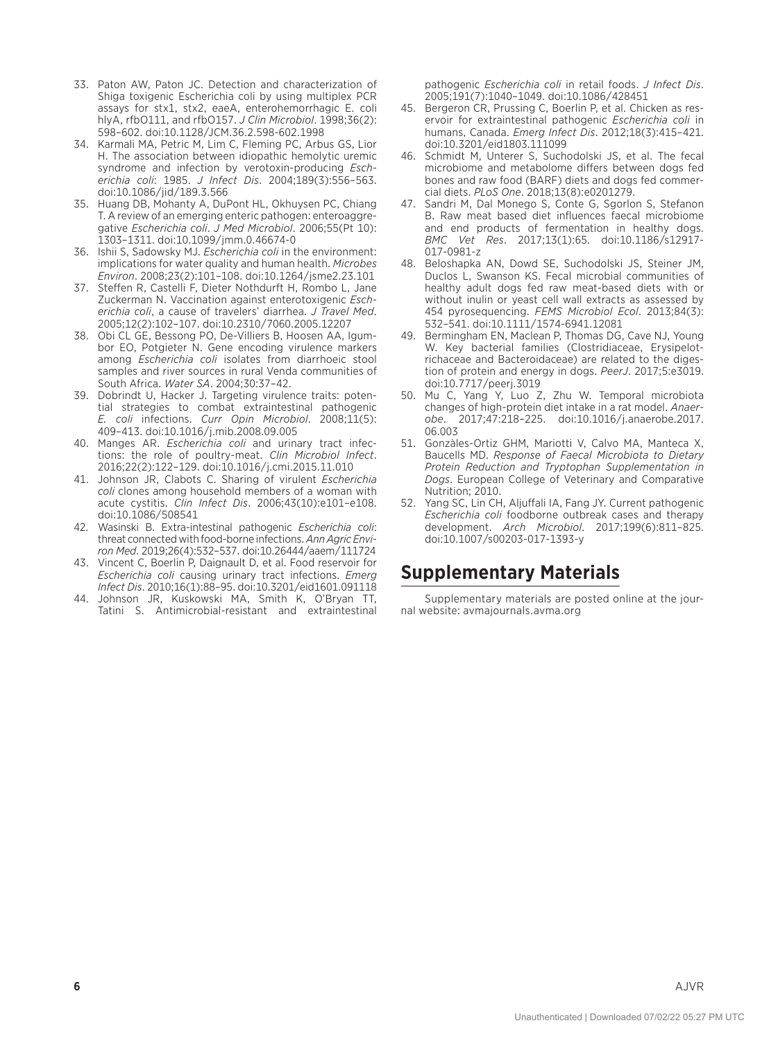33. Paton AW, Paton JC. Detection and characterization of Shiga toxigenic Escherichia coli by using multiplex PCR assays for stx1, stx2, eaeA, enterohemorrhagic E. coli hlyA, rfbO111, and rfbO157. *J Clin Microbiol*. 1998;36(2): 598–602. doi:10.1128/JCM.36.2.598-602.1998
34. Karmali MA, Petric M, Lim C, Fleming PC, Arbus GS, Lior H. The association between idiopathic hemolytic uremic syndrome and infection by verotoxin-producing *Escherichia coli*: 1985. *J Infect Dis*. 2004;189(3):556–563. doi:10.1086/jid/189.3.566
35. Huang DB, Mohanty A, DuPont HL, Okhuysen PC, Chiang T. A review of an emerging enteric pathogen: enteroaggregative *Escherichia coli*. *J Med Microbiol*. 2006;55(Pt 10): 1303–1311. doi:10.1099/jmm.0.46674-0
36. Ishii S, Sadowsky MJ. *Escherichia coli* in the environment: implications for water quality and human health. *Microbes Environ*. 2008;23(2):101–108. doi:10.1264/jsme2.23.101
37. Steffen R, Castelli F, Dieter Nothdurft H, Rombo L, Jane Zuckerman N. Vaccination against enterotoxigenic *Escherichia coli*, a cause of travelers' diarrhea. *J Travel Med*. 2005;12(2):102–107. doi:10.2310/7060.2005.12207
38. Obi CL GE, Bessong PO, De-Villiers B, Hoosen AA, Igumbor EO, Potgieter N. Gene encoding virulence markers among *Escherichia coli* isolates from diarrhoeic stool samples and river sources in rural Venda communities of South Africa. *Water SA*. 2004;30:37–42.
39. Dobrindt U, Hacker J. Targeting virulence traits: potential strategies to combat extraintestinal pathogenic *E. coli* infections. *Curr Opin Microbiol*. 2008;11(5): 409–413. doi:10.1016/j.mib.2008.09.005
40. Manges AR. *Escherichia coli* and urinary tract infections: the role of poultry-meat. *Clin Microbiol Infect*. 2016;22(2):122–129. doi:10.1016/j.cmi.2015.11.010
41. Johnson JR, Clabots C. Sharing of virulent *Escherichia coli* clones among household members of a woman with acute cystitis. *Clin Infect Dis*. 2006;43(10):e101–e108. doi:10.1086/508541
42. Wasinski B. Extra-intestinal pathogenic *Escherichia coli*: threat connected with food-borne infections. *Ann Agric Environ Med*. 2019;26(4):532–537. doi:10.26444/aaem/111724
43. Vincent C, Boerlin P, Daignault D, et al. Food reservoir for *Escherichia coli* causing urinary tract infections. *Emerg Infect Dis*. 2010;16(1):88–95. doi:10.3201/eid1601.091118
44. Johnson JR, Kuskowski MA, Smith K, O'Bryan TT, Tatini S. Antimicrobial-resistant and extraintestinal pathogenic *Escherichia coli* in retail foods. *J Infect Dis*. 2005;191(7):1040–1049. doi:10.1086/428451
45. Bergeron CR, Prussing C, Boerlin P, et al. Chicken as reservoir for extraintestinal pathogenic *Escherichia coli* in humans, Canada. *Emerg Infect Dis*. 2012;18(3):415–421. doi:10.3201/eid1803.111099
46. Schmidt M, Unterer S, Suchodolski JS, et al. The fecal microbiome and metabolome differs between dogs fed bones and raw food (BARF) diets and dogs fed commercial diets. *PLoS One*. 2018;13(8):e0201279.
47. Sandri M, Dal Monego S, Conte G, Sgorlon S, Stefanon B. Raw meat based diet influences faecal microbiome and end products of fermentation in healthy dogs. *BMC Vet Res*. 2017;13(1):65. doi:10.1186/s12917-017-0981-z
48. Beloshapka AN, Dowd SE, Suchodolski JS, Steiner JM, Duclos L, Swanson KS. Fecal microbial communities of healthy adult dogs fed raw meat-based diets with or without inulin or yeast cell wall extracts as assessed by 454 pyrosequencing. *FEMS Microbiol Ecol*. 2013;84(3): 532–541. doi:10.1111/1574-6941.12081
49. Bermingham EN, Maclean P, Thomas DG, Cave NJ, Young W. Key bacterial families (Clostridiaceae, Erysipelotrichaceae and Bacteroidaceae) are related to the digestion of protein and energy in dogs. *PeerJ*. 2017;5:e3019. doi:10.7717/peerj.3019
50. Mu C, Yang Y, Luo Z, Zhu W. Temporal microbiota changes of high-protein diet intake in a rat model. *Anaerobe*. 2017;47:218–225. doi:10.1016/j.anaerobe.2017.06.003
51. Gonzàles-Ortiz GHM, Mariotti V, Calvo MA, Manteca X, Baucells MD. *Response of Faecal Microbiota to Dietary Protein Reduction and Tryptophan Supplementation in Dogs*. European College of Veterinary and Comparative Nutrition; 2010.
52. Yang SC, Lin CH, Aljuffali IA, Fang JY. Current pathogenic *Escherichia coli* foodborne outbreak cases and therapy development. *Arch Microbiol*. 2017;199(6):811–825. doi:10.1007/s00203-017-1393-y

## Supplementary Materials

Supplementary materials are posted online at the journal website: avmajournals.avma.org